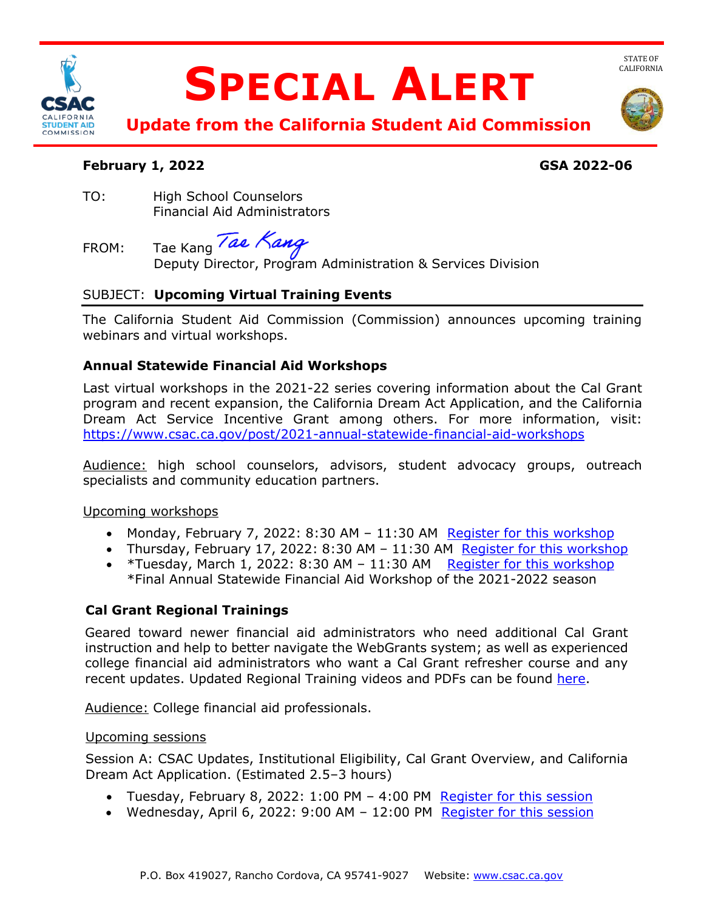# SPECIAL ALERT

## Update from the California Student Aid Commission

STATE OF CALIFORNIA

**February 1, 2022** **GSA 2022-06**

TO: High School Counselors
Financial Aid Administrators

FROM: Tae Kang
Deputy Director, Program Administration & Services Division

SUBJECT: **Upcoming Virtual Training Events**

The California Student Aid Commission (Commission) announces upcoming training webinars and virtual workshops.

### Annual Statewide Financial Aid Workshops

Last virtual workshops in the 2021-22 series covering information about the Cal Grant program and recent expansion, the California Dream Act Application, and the California Dream Act Service Incentive Grant among others. For more information, visit: https://www.csac.ca.gov/post/2021-annual-statewide-financial-aid-workshops

Audience: high school counselors, advisors, student advocacy groups, outreach specialists and community education partners.

Upcoming workshops

- Monday, February 7, 2022: 8:30 AM – 11:30 AM Register for this workshop
- Thursday, February 17, 2022: 8:30 AM – 11:30 AM Register for this workshop
- *Tuesday, March 1, 2022: 8:30 AM – 11:30 AM Register for this workshop
  *Final Annual Statewide Financial Aid Workshop of the 2021-2022 season

### Cal Grant Regional Trainings

Geared toward newer financial aid administrators who need additional Cal Grant instruction and help to better navigate the WebGrants system; as well as experienced college financial aid administrators who want a Cal Grant refresher course and any recent updates. Updated Regional Training videos and PDFs can be found here.

Audience: College financial aid professionals.

Upcoming sessions

Session A: CSAC Updates, Institutional Eligibility, Cal Grant Overview, and California Dream Act Application. (Estimated 2.5–3 hours)

- Tuesday, February 8, 2022: 1:00 PM – 4:00 PM Register for this session
- Wednesday, April 6, 2022: 9:00 AM – 12:00 PM Register for this session

P.O. Box 419027, Rancho Cordova, CA 95741-9027 Website: www.csac.ca.gov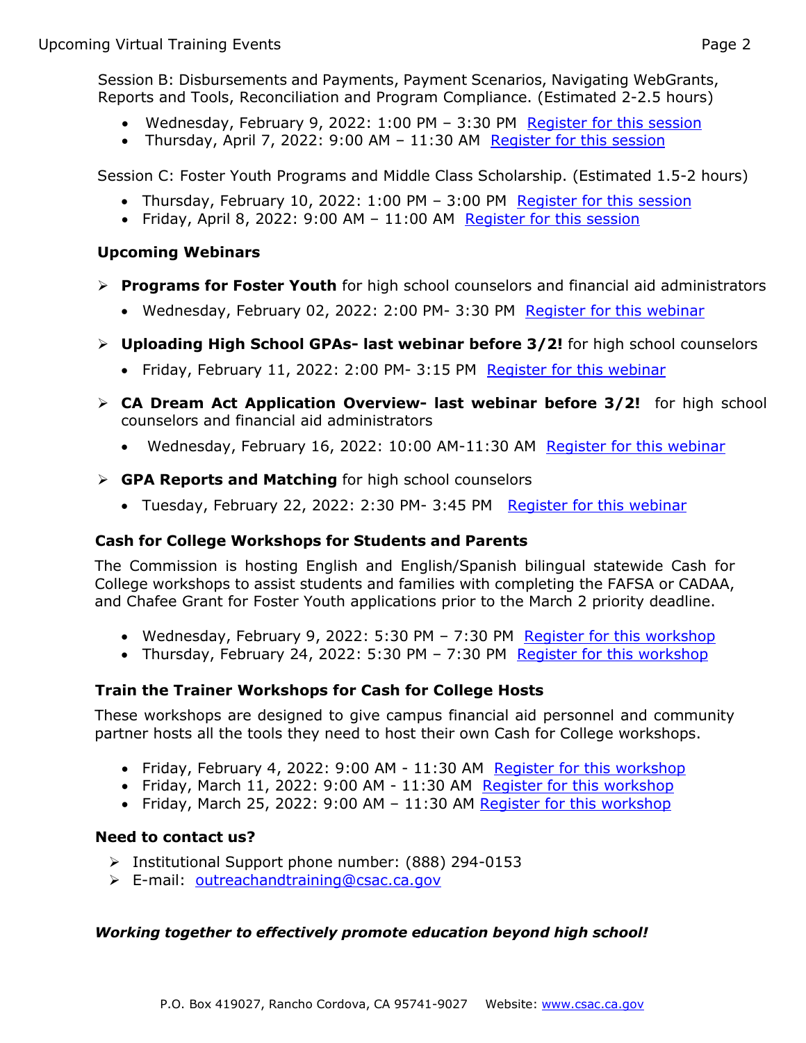Session B: Disbursements and Payments, Payment Scenarios, Navigating WebGrants, Reports and Tools, Reconciliation and Program Compliance. (Estimated 2-2.5 hours)

- Wednesday, February 9, 2022: 1:00 PM – 3:30 PM [Register for this session]
- Thursday, April 7, 2022: 9:00 AM – 11:30 AM [Register for this session]

Session C: Foster Youth Programs and Middle Class Scholarship. (Estimated 1.5-2 hours)

- Thursday, February 10, 2022: 1:00 PM – 3:00 PM [Register for this session]
- Friday, April 8, 2022: 9:00 AM – 11:00 AM [Register for this session]

### Upcoming Webinars

- **Programs for Foster Youth** for high school counselors and financial aid administrators
  - Wednesday, February 02, 2022: 2:00 PM- 3:30 PM [Register for this webinar]
- **Uploading High School GPAs- last webinar before 3/2!** for high school counselors
  - Friday, February 11, 2022: 2:00 PM- 3:15 PM [Register for this webinar]
- **CA Dream Act Application Overview- last webinar before 3/2!** for high school counselors and financial aid administrators
  - Wednesday, February 16, 2022: 10:00 AM-11:30 AM [Register for this webinar]
- **GPA Reports and Matching** for high school counselors
  - Tuesday, February 22, 2022: 2:30 PM- 3:45 PM [Register for this webinar]

### Cash for College Workshops for Students and Parents

The Commission is hosting English and English/Spanish bilingual statewide Cash for College workshops to assist students and families with completing the FAFSA or CADAA, and Chafee Grant for Foster Youth applications prior to the March 2 priority deadline.

- Wednesday, February 9, 2022: 5:30 PM – 7:30 PM [Register for this workshop]
- Thursday, February 24, 2022: 5:30 PM – 7:30 PM [Register for this workshop]

### Train the Trainer Workshops for Cash for College Hosts

These workshops are designed to give campus financial aid personnel and community partner hosts all the tools they need to host their own Cash for College workshops.

- Friday, February 4, 2022: 9:00 AM - 11:30 AM [Register for this workshop]
- Friday, March 11, 2022: 9:00 AM - 11:30 AM [Register for this workshop]
- Friday, March 25, 2022: 9:00 AM – 11:30 AM [Register for this workshop]

### Need to contact us?

- Institutional Support phone number: (888) 294-0153
- E-mail: outreachandtraining@csac.ca.gov

***Working together to effectively promote education beyond high school!***

P.O. Box 419027, Rancho Cordova, CA 95741-9027 Website: www.csac.ca.gov